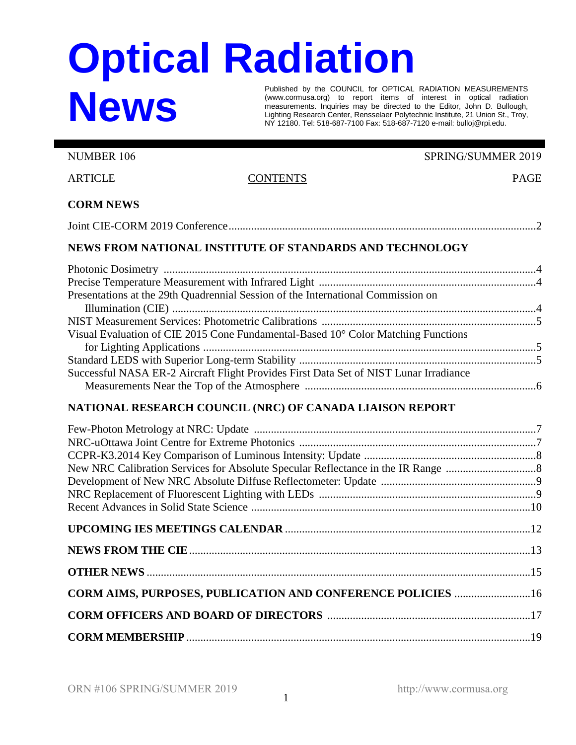# Optical Radiation News

Published by the COUNCIL for OPTICAL RADIATION MEASUREMENTS (www.cormusa.org) to report items of interest in optical radiation measurements. Inquiries may be directed to the Editor, John D. Bullough, Lighting Research Center, Rensselaer Polytechnic Institute, 21 Union St., Troy, NY 12180. Tel: 518-687-7100 Fax: 518-687-7120 e-mail: bulloj@rpi.edu.

NUMBER 106 SPRING/SUMMER 2019

| ARTICLE | CONTENTS | PAGE |
|---|---|---|
| **CORM NEWS** | | |
| Joint CIE-CORM 2019 Conference | | 2 |
| **NEWS FROM NATIONAL INSTITUTE OF STANDARDS AND TECHNOLOGY** | | |
| Photonic Dosimetry | | 4 |
| Precise Temperature Measurement with Infrared Light | | 4 |
| Presentations at the 29th Quadrennial Session of the International Commission on Illumination (CIE) | | 4 |
| NIST Measurement Services: Photometric Calibrations | | 5 |
| Visual Evaluation of CIE 2015 Cone Fundamental-Based 10° Color Matching Functions for Lighting Applications | | 5 |
| Standard LEDS with Superior Long-term Stability | | 5 |
| Successful NASA ER-2 Aircraft Flight Provides First Data Set of NIST Lunar Irradiance Measurements Near the Top of the Atmosphere | | 6 |
| **NATIONAL RESEARCH COUNCIL (NRC) OF CANADA LIAISON REPORT** | | |
| Few-Photon Metrology at NRC: Update | | 7 |
| NRC-uOttawa Joint Centre for Extreme Photonics | | 7 |
| CCPR-K3.2014 Key Comparison of Luminous Intensity: Update | | 8 |
| New NRC Calibration Services for Absolute Specular Reflectance in the IR Range | | 8 |
| Development of New NRC Absolute Diffuse Reflectometer: Update | | 9 |
| NRC Replacement of Fluorescent Lighting with LEDs | | 9 |
| Recent Advances in Solid State Science | | 10 |
| **UPCOMING IES MEETINGS CALENDAR** | | 12 |
| **NEWS FROM THE CIE** | | 13 |
| **OTHER NEWS** | | 15 |
| **CORM AIMS, PURPOSES, PUBLICATION AND CONFERENCE POLICIES** | | 16 |
| **CORM OFFICERS AND BOARD OF DIRECTORS** | | 17 |
| **CORM MEMBERSHIP** | | 19 |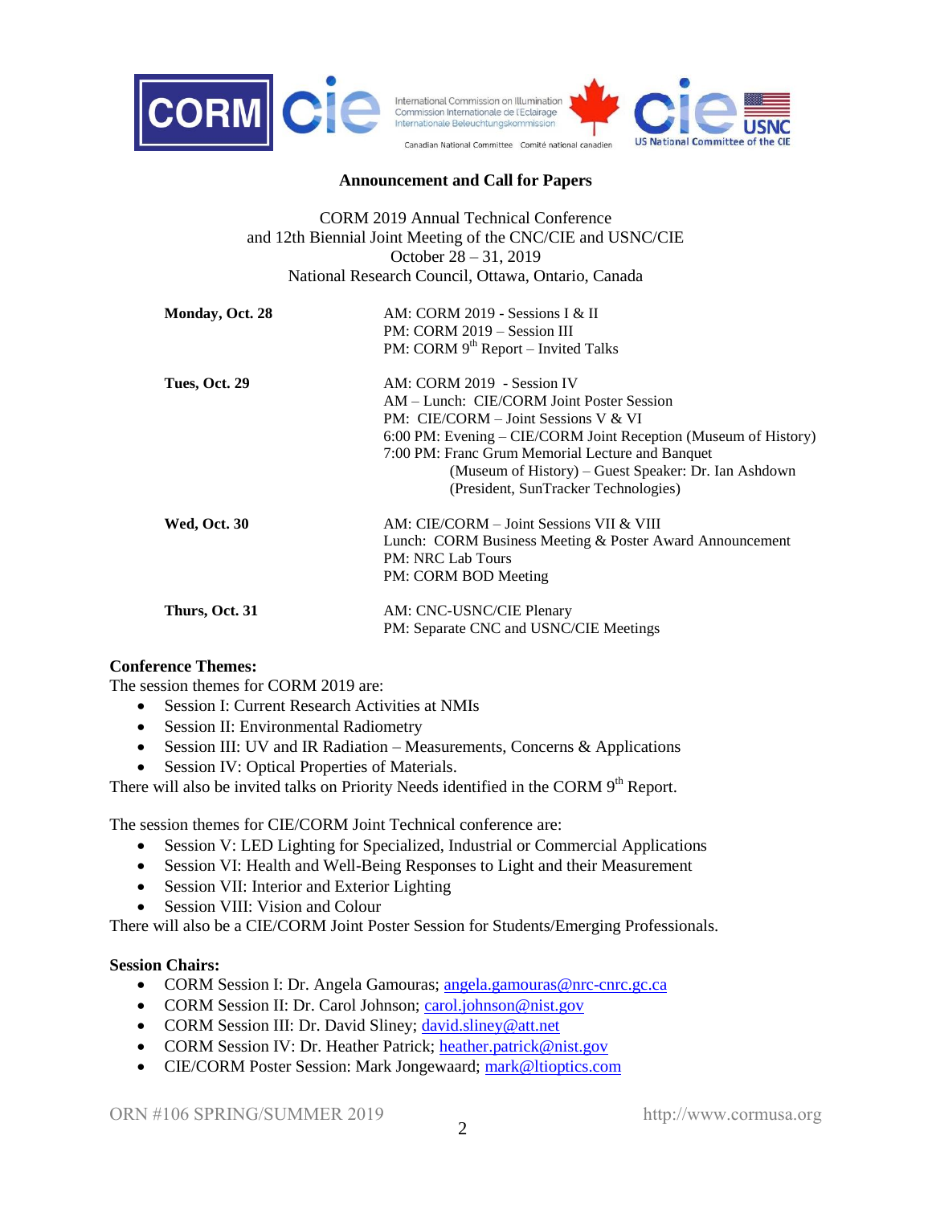**Announcement and Call for Papers**

CORM 2019 Annual Technical Conference
and 12th Biennial Joint Meeting of the CNC/CIE and USNC/CIE
October 28 – 31, 2019
National Research Council, Ottawa, Ontario, Canada

| | |
|---|---|
| **Monday, Oct. 28** | AM: CORM 2019 - Sessions I & II<br>PM: CORM 2019 – Session III<br>PM: CORM 9$^{th}$ Report – Invited Talks |
| **Tues, Oct. 29** | AM: CORM 2019 - Session IV<br>AM – Lunch: CIE/CORM Joint Poster Session<br>PM: CIE/CORM – Joint Sessions V & VI<br>6:00 PM: Evening – CIE/CORM Joint Reception (Museum of History)<br>7:00 PM: Franc Grum Memorial Lecture and Banquet (Museum of History) – Guest Speaker: Dr. Ian Ashdown (President, SunTracker Technologies) |
| **Wed, Oct. 30** | AM: CIE/CORM – Joint Sessions VII & VIII<br>Lunch: CORM Business Meeting & Poster Award Announcement<br>PM: NRC Lab Tours<br>PM: CORM BOD Meeting |
| **Thurs, Oct. 31** | AM: CNC-USNC/CIE Plenary<br>PM: Separate CNC and USNC/CIE Meetings |

**Conference Themes:**

The session themes for CORM 2019 are:

- Session I: Current Research Activities at NMIs
- Session II: Environmental Radiometry
- Session III: UV and IR Radiation – Measurements, Concerns & Applications
- Session IV: Optical Properties of Materials.

There will also be invited talks on Priority Needs identified in the CORM 9$^{th}$ Report.

The session themes for CIE/CORM Joint Technical conference are:

- Session V: LED Lighting for Specialized, Industrial or Commercial Applications
- Session VI: Health and Well-Being Responses to Light and their Measurement
- Session VII: Interior and Exterior Lighting
- Session VIII: Vision and Colour

There will also be a CIE/CORM Joint Poster Session for Students/Emerging Professionals.

**Session Chairs:**

- CORM Session I: Dr. Angela Gamouras; angela.gamouras@nrc-cnrc.gc.ca
- CORM Session II: Dr. Carol Johnson; carol.johnson@nist.gov
- CORM Session III: Dr. David Sliney; david.sliney@att.net
- CORM Session IV: Dr. Heather Patrick; heather.patrick@nist.gov
- CIE/CORM Poster Session: Mark Jongewaard; mark@ltioptics.com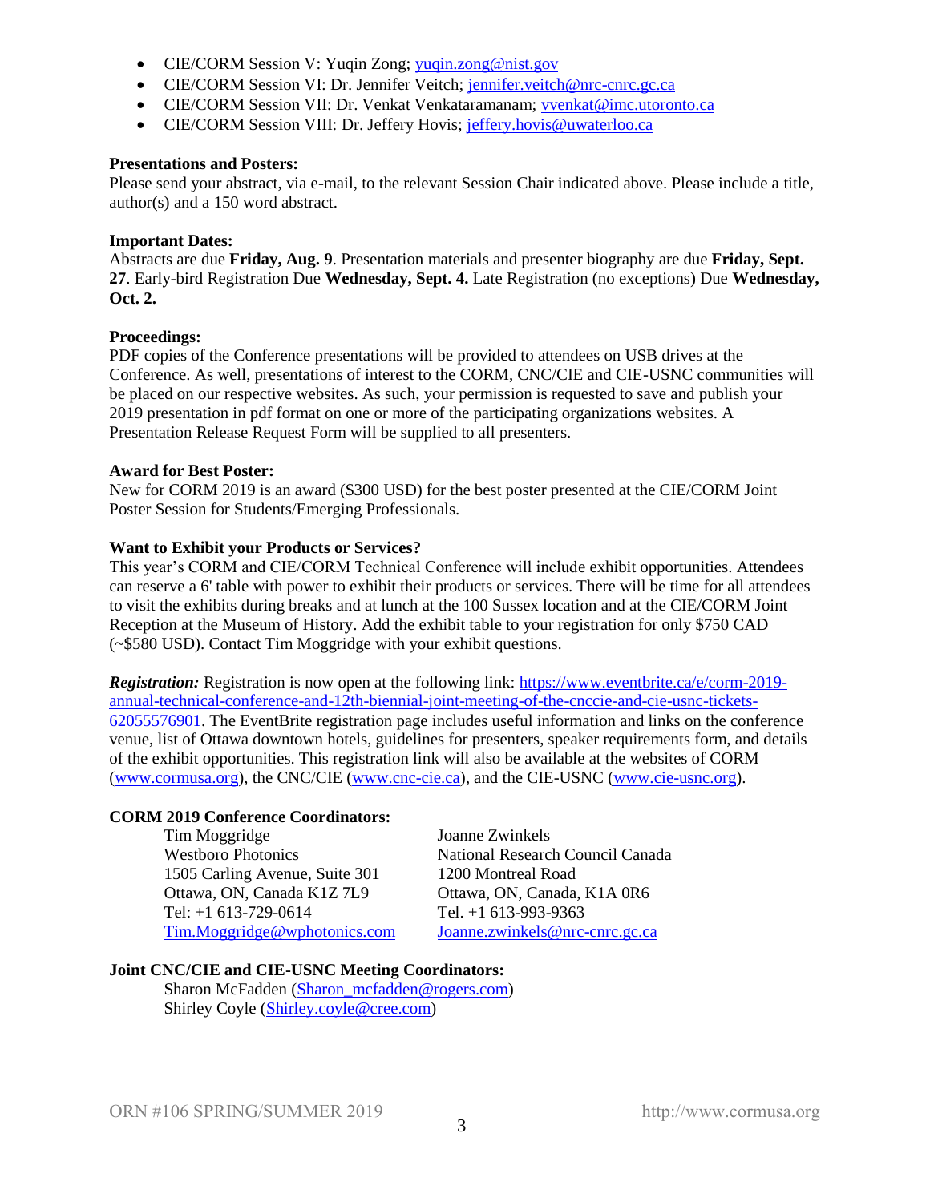- CIE/CORM Session V: Yuqin Zong; yuqin.zong@nist.gov
- CIE/CORM Session VI: Dr. Jennifer Veitch; jennifer.veitch@nrc-cnrc.gc.ca
- CIE/CORM Session VII: Dr. Venkat Venkataramanam; vvenkat@imc.utoronto.ca
- CIE/CORM Session VIII: Dr. Jeffery Hovis; jeffery.hovis@uwaterloo.ca

**Presentations and Posters:**
Please send your abstract, via e-mail, to the relevant Session Chair indicated above. Please include a title, author(s) and a 150 word abstract.

**Important Dates:**
Abstracts are due **Friday, Aug. 9**. Presentation materials and presenter biography are due **Friday, Sept. 27**. Early-bird Registration Due **Wednesday, Sept. 4.** Late Registration (no exceptions) Due **Wednesday, Oct. 2.**

**Proceedings:**
PDF copies of the Conference presentations will be provided to attendees on USB drives at the Conference. As well, presentations of interest to the CORM, CNC/CIE and CIE-USNC communities will be placed on our respective websites. As such, your permission is requested to save and publish your 2019 presentation in pdf format on one or more of the participating organizations websites. A Presentation Release Request Form will be supplied to all presenters.

**Award for Best Poster:**
New for CORM 2019 is an award ($300 USD) for the best poster presented at the CIE/CORM Joint Poster Session for Students/Emerging Professionals.

**Want to Exhibit your Products or Services?**
This year's CORM and CIE/CORM Technical Conference will include exhibit opportunities. Attendees can reserve a 6' table with power to exhibit their products or services. There will be time for all attendees to visit the exhibits during breaks and at lunch at the 100 Sussex location and at the CIE/CORM Joint Reception at the Museum of History. Add the exhibit table to your registration for only $750 CAD (~$580 USD). Contact Tim Moggridge with your exhibit questions.

***Registration:*** Registration is now open at the following link: https://www.eventbrite.ca/e/corm-2019-annual-technical-conference-and-12th-biennial-joint-meeting-of-the-cnccie-and-cie-usnc-tickets-62055576901. The EventBrite registration page includes useful information and links on the conference venue, list of Ottawa downtown hotels, guidelines for presenters, speaker requirements form, and details of the exhibit opportunities. This registration link will also be available at the websites of CORM (www.cormusa.org), the CNC/CIE (www.cnc-cie.ca), and the CIE-USNC (www.cie-usnc.org).

**CORM 2019 Conference Coordinators:**

Tim Moggridge
Westboro Photonics
1505 Carling Avenue, Suite 301
Ottawa, ON, Canada K1Z 7L9
Tel: +1 613-729-0614
Tim.Moggridge@wphotonics.com

Joanne Zwinkels
National Research Council Canada
1200 Montreal Road
Ottawa, ON, Canada, K1A 0R6
Tel. +1 613-993-9363
Joanne.zwinkels@nrc-cnrc.gc.ca

**Joint CNC/CIE and CIE-USNC Meeting Coordinators:**

Sharon McFadden (Sharon_mcfadden@rogers.com)
Shirley Coyle (Shirley.coyle@cree.com)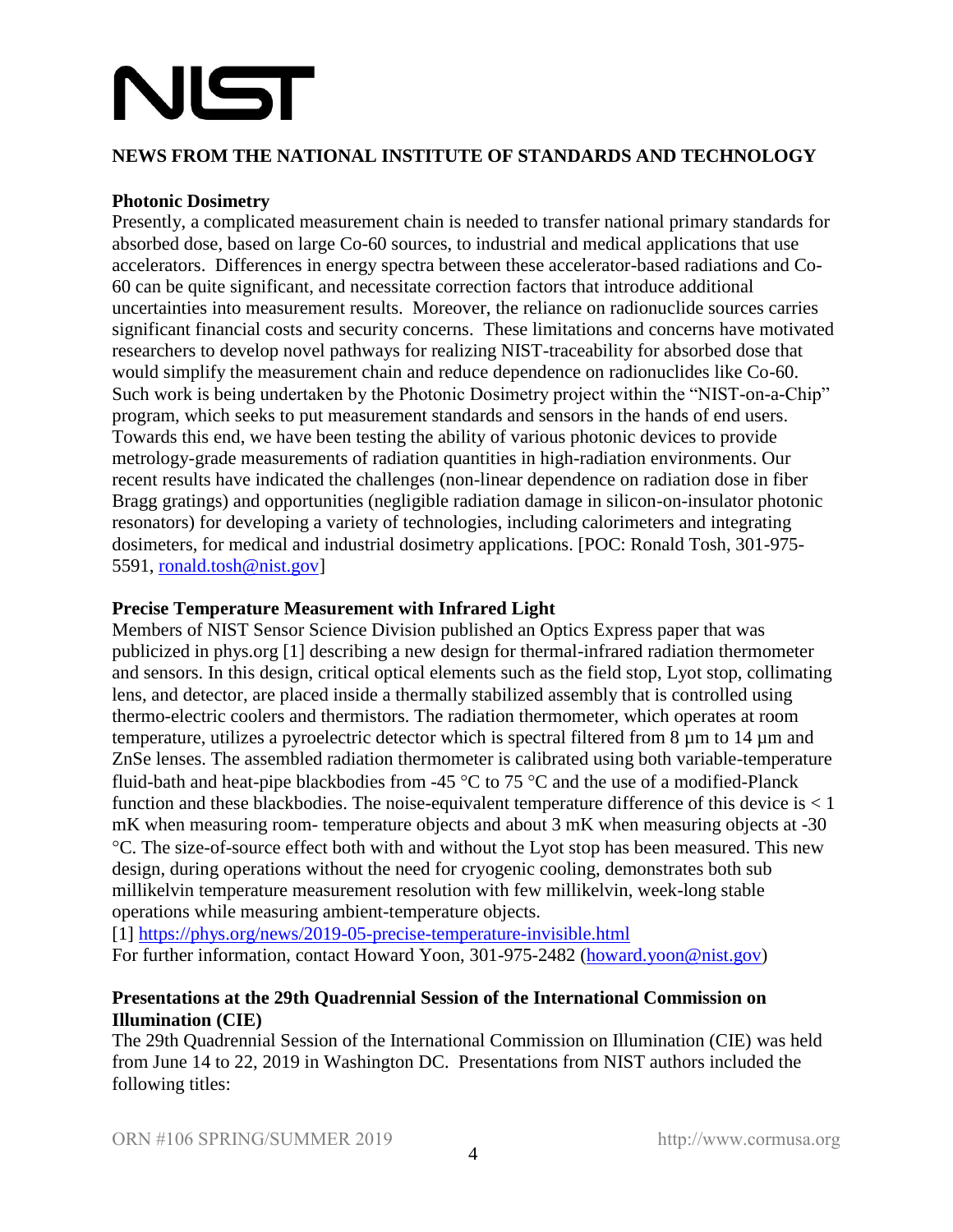# NIST

## NEWS FROM THE NATIONAL INSTITUTE OF STANDARDS AND TECHNOLOGY

### Photonic Dosimetry

Presently, a complicated measurement chain is needed to transfer national primary standards for absorbed dose, based on large Co-60 sources, to industrial and medical applications that use accelerators. Differences in energy spectra between these accelerator-based radiations and Co-60 can be quite significant, and necessitate correction factors that introduce additional uncertainties into measurement results. Moreover, the reliance on radionuclide sources carries significant financial costs and security concerns. These limitations and concerns have motivated researchers to develop novel pathways for realizing NIST-traceability for absorbed dose that would simplify the measurement chain and reduce dependence on radionuclides like Co-60. Such work is being undertaken by the Photonic Dosimetry project within the "NIST-on-a-Chip" program, which seeks to put measurement standards and sensors in the hands of end users. Towards this end, we have been testing the ability of various photonic devices to provide metrology-grade measurements of radiation quantities in high-radiation environments. Our recent results have indicated the challenges (non-linear dependence on radiation dose in fiber Bragg gratings) and opportunities (negligible radiation damage in silicon-on-insulator photonic resonators) for developing a variety of technologies, including calorimeters and integrating dosimeters, for medical and industrial dosimetry applications. [POC: Ronald Tosh, 301-975-5591, ronald.tosh@nist.gov]

### Precise Temperature Measurement with Infrared Light

Members of NIST Sensor Science Division published an Optics Express paper that was publicized in phys.org [1] describing a new design for thermal-infrared radiation thermometer and sensors. In this design, critical optical elements such as the field stop, Lyot stop, collimating lens, and detector, are placed inside a thermally stabilized assembly that is controlled using thermo-electric coolers and thermistors. The radiation thermometer, which operates at room temperature, utilizes a pyroelectric detector which is spectral filtered from 8 µm to 14 µm and ZnSe lenses. The assembled radiation thermometer is calibrated using both variable-temperature fluid-bath and heat-pipe blackbodies from -45 °C to 75 °C and the use of a modified-Planck function and these blackbodies. The noise-equivalent temperature difference of this device is < 1 mK when measuring room- temperature objects and about 3 mK when measuring objects at -30 °C. The size-of-source effect both with and without the Lyot stop has been measured. This new design, during operations without the need for cryogenic cooling, demonstrates both sub millikelvin temperature measurement resolution with few millikelvin, week-long stable operations while measuring ambient-temperature objects.

[1] https://phys.org/news/2019-05-precise-temperature-invisible.html

For further information, contact Howard Yoon, 301-975-2482 (howard.yoon@nist.gov)

### Presentations at the 29th Quadrennial Session of the International Commission on Illumination (CIE)

The 29th Quadrennial Session of the International Commission on Illumination (CIE) was held from June 14 to 22, 2019 in Washington DC. Presentations from NIST authors included the following titles: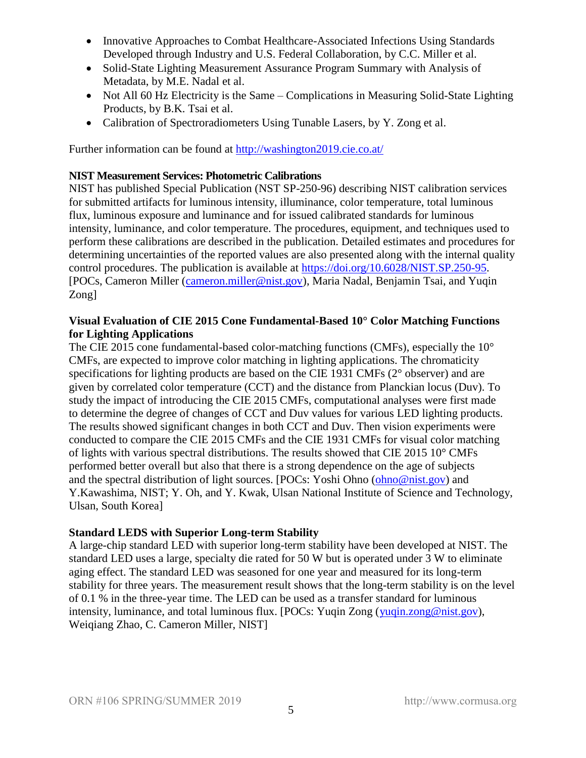- Innovative Approaches to Combat Healthcare-Associated Infections Using Standards Developed through Industry and U.S. Federal Collaboration, by C.C. Miller et al.
- Solid-State Lighting Measurement Assurance Program Summary with Analysis of Metadata, by M.E. Nadal et al.
- Not All 60 Hz Electricity is the Same – Complications in Measuring Solid-State Lighting Products, by B.K. Tsai et al.
- Calibration of Spectroradiometers Using Tunable Lasers, by Y. Zong et al.

Further information can be found at http://washington2019.cie.co.at/

**NIST Measurement Services: Photometric Calibrations**

NIST has published Special Publication (NST SP-250-96) describing NIST calibration services for submitted artifacts for luminous intensity, illuminance, color temperature, total luminous flux, luminous exposure and luminance and for issued calibrated standards for luminous intensity, luminance, and color temperature. The procedures, equipment, and techniques used to perform these calibrations are described in the publication. Detailed estimates and procedures for determining uncertainties of the reported values are also presented along with the internal quality control procedures. The publication is available at https://doi.org/10.6028/NIST.SP.250-95. [POCs, Cameron Miller (cameron.miller@nist.gov), Maria Nadal, Benjamin Tsai, and Yuqin Zong]

**Visual Evaluation of CIE 2015 Cone Fundamental-Based 10° Color Matching Functions for Lighting Applications**

The CIE 2015 cone fundamental-based color-matching functions (CMFs), especially the 10° CMFs, are expected to improve color matching in lighting applications. The chromaticity specifications for lighting products are based on the CIE 1931 CMFs (2° observer) and are given by correlated color temperature (CCT) and the distance from Planckian locus (Duv). To study the impact of introducing the CIE 2015 CMFs, computational analyses were first made to determine the degree of changes of CCT and Duv values for various LED lighting products. The results showed significant changes in both CCT and Duv. Then vision experiments were conducted to compare the CIE 2015 CMFs and the CIE 1931 CMFs for visual color matching of lights with various spectral distributions. The results showed that CIE 2015 10° CMFs performed better overall but also that there is a strong dependence on the age of subjects and the spectral distribution of light sources. [POCs: Yoshi Ohno (ohno@nist.gov) and Y.Kawashima, NIST; Y. Oh, and Y. Kwak, Ulsan National Institute of Science and Technology, Ulsan, South Korea]

**Standard LEDS with Superior Long-term Stability**

A large-chip standard LED with superior long-term stability have been developed at NIST. The standard LED uses a large, specialty die rated for 50 W but is operated under 3 W to eliminate aging effect. The standard LED was seasoned for one year and measured for its long-term stability for three years. The measurement result shows that the long-term stability is on the level of 0.1 % in the three-year time. The LED can be used as a transfer standard for luminous intensity, luminance, and total luminous flux. [POCs: Yuqin Zong (yuqin.zong@nist.gov), Weiqiang Zhao, C. Cameron Miller, NIST]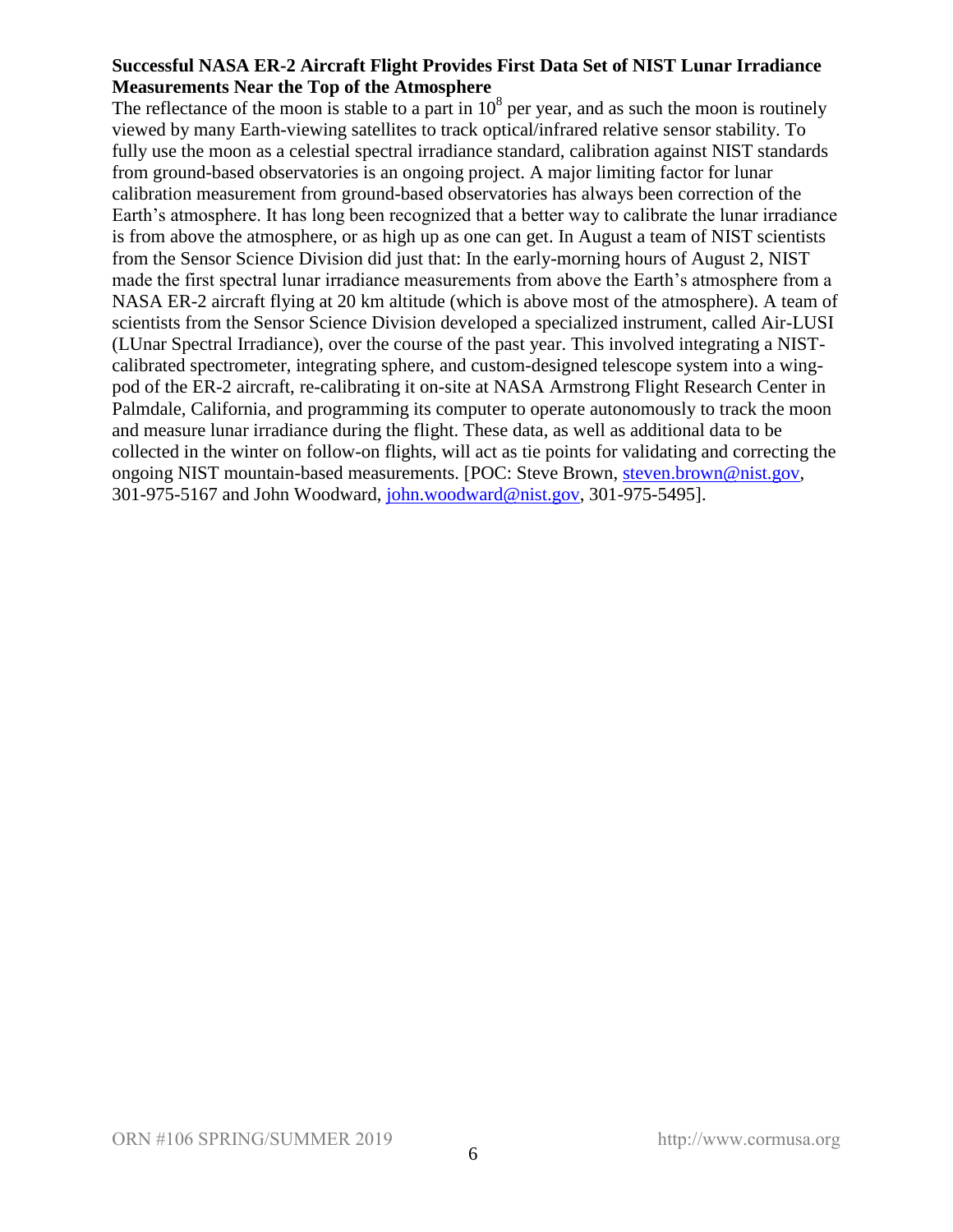**Successful NASA ER-2 Aircraft Flight Provides First Data Set of NIST Lunar Irradiance Measurements Near the Top of the Atmosphere**

The reflectance of the moon is stable to a part in $10^8$ per year, and as such the moon is routinely viewed by many Earth-viewing satellites to track optical/infrared relative sensor stability. To fully use the moon as a celestial spectral irradiance standard, calibration against NIST standards from ground-based observatories is an ongoing project. A major limiting factor for lunar calibration measurement from ground-based observatories has always been correction of the Earth's atmosphere. It has long been recognized that a better way to calibrate the lunar irradiance is from above the atmosphere, or as high up as one can get. In August a team of NIST scientists from the Sensor Science Division did just that: In the early-morning hours of August 2, NIST made the first spectral lunar irradiance measurements from above the Earth's atmosphere from a NASA ER-2 aircraft flying at 20 km altitude (which is above most of the atmosphere). A team of scientists from the Sensor Science Division developed a specialized instrument, called Air-LUSI (LUnar Spectral Irradiance), over the course of the past year. This involved integrating a NIST-calibrated spectrometer, integrating sphere, and custom-designed telescope system into a wing-pod of the ER-2 aircraft, re-calibrating it on-site at NASA Armstrong Flight Research Center in Palmdale, California, and programming its computer to operate autonomously to track the moon and measure lunar irradiance during the flight. These data, as well as additional data to be collected in the winter on follow-on flights, will act as tie points for validating and correcting the ongoing NIST mountain-based measurements. [POC: Steve Brown, steven.brown@nist.gov, 301-975-5167 and John Woodward, john.woodward@nist.gov, 301-975-5495].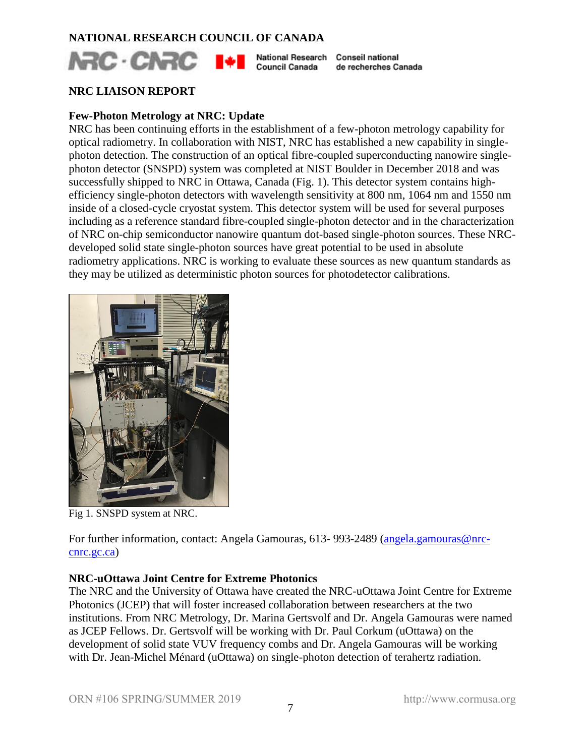# NATIONAL RESEARCH COUNCIL OF CANADA

NRC · CNRC National Research Council Canada Conseil national de recherches Canada

## NRC LIAISON REPORT

### Few-Photon Metrology at NRC: Update

NRC has been continuing efforts in the establishment of a few-photon metrology capability for optical radiometry. In collaboration with NIST, NRC has established a new capability in single-photon detection. The construction of an optical fibre-coupled superconducting nanowire single-photon detector (SNSPD) system was completed at NIST Boulder in December 2018 and was successfully shipped to NRC in Ottawa, Canada (Fig. 1). This detector system contains high-efficiency single-photon detectors with wavelength sensitivity at 800 nm, 1064 nm and 1550 nm inside of a closed-cycle cryostat system. This detector system will be used for several purposes including as a reference standard fibre-coupled single-photon detector and in the characterization of NRC on-chip semiconductor nanowire quantum dot-based single-photon sources. These NRC-developed solid state single-photon sources have great potential to be used in absolute radiometry applications. NRC is working to evaluate these sources as new quantum standards as they may be utilized as deterministic photon sources for photodetector calibrations.

Fig 1. SNSPD system at NRC.

For further information, contact: Angela Gamouras, 613- 993-2489 (angela.gamouras@nrc-cnrc.gc.ca)

### NRC-uOttawa Joint Centre for Extreme Photonics

The NRC and the University of Ottawa have created the NRC-uOttawa Joint Centre for Extreme Photonics (JCEP) that will foster increased collaboration between researchers at the two institutions. From NRC Metrology, Dr. Marina Gertsvolf and Dr. Angela Gamouras were named as JCEP Fellows. Dr. Gertsvolf will be working with Dr. Paul Corkum (uOttawa) on the development of solid state VUV frequency combs and Dr. Angela Gamouras will be working with Dr. Jean-Michel Ménard (uOttawa) on single-photon detection of terahertz radiation.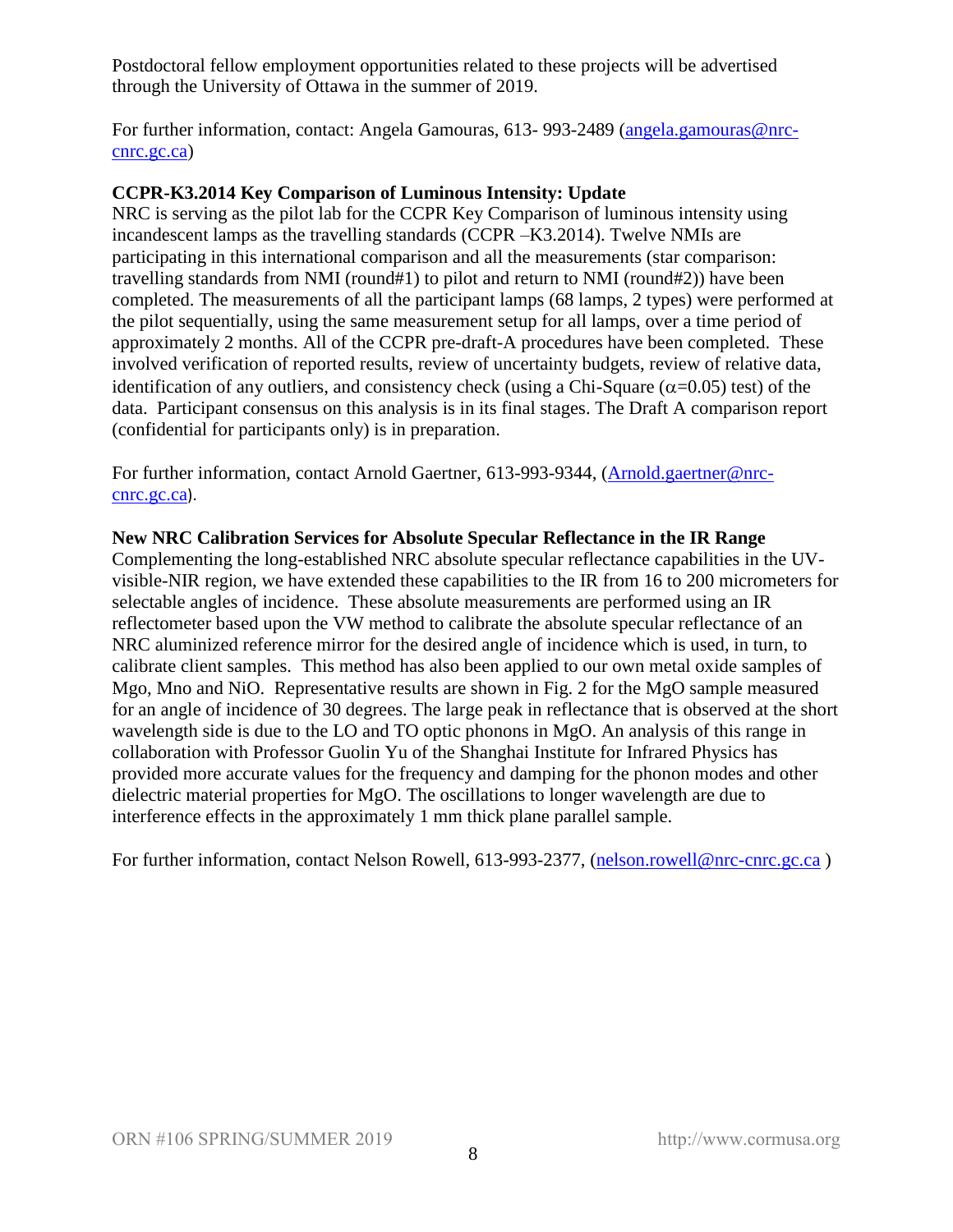Postdoctoral fellow employment opportunities related to these projects will be advertised through the University of Ottawa in the summer of 2019.

For further information, contact: Angela Gamouras, 613- 993-2489 (angela.gamouras@nrc-cnrc.gc.ca)

**CCPR-K3.2014 Key Comparison of Luminous Intensity: Update**

NRC is serving as the pilot lab for the CCPR Key Comparison of luminous intensity using incandescent lamps as the travelling standards (CCPR –K3.2014). Twelve NMIs are participating in this international comparison and all the measurements (star comparison: travelling standards from NMI (round#1) to pilot and return to NMI (round#2)) have been completed. The measurements of all the participant lamps (68 lamps, 2 types) were performed at the pilot sequentially, using the same measurement setup for all lamps, over a time period of approximately 2 months. All of the CCPR pre-draft-A procedures have been completed. These involved verification of reported results, review of uncertainty budgets, review of relative data, identification of any outliers, and consistency check (using a Chi-Square ($\alpha$=0.05) test) of the data. Participant consensus on this analysis is in its final stages. The Draft A comparison report (confidential for participants only) is in preparation.

For further information, contact Arnold Gaertner, 613-993-9344, (Arnold.gaertner@nrc-cnrc.gc.ca).

**New NRC Calibration Services for Absolute Specular Reflectance in the IR Range**

Complementing the long-established NRC absolute specular reflectance capabilities in the UV-visible-NIR region, we have extended these capabilities to the IR from 16 to 200 micrometers for selectable angles of incidence. These absolute measurements are performed using an IR reflectometer based upon the VW method to calibrate the absolute specular reflectance of an NRC aluminized reference mirror for the desired angle of incidence which is used, in turn, to calibrate client samples. This method has also been applied to our own metal oxide samples of Mgo, Mno and NiO. Representative results are shown in Fig. 2 for the MgO sample measured for an angle of incidence of 30 degrees. The large peak in reflectance that is observed at the short wavelength side is due to the LO and TO optic phonons in MgO. An analysis of this range in collaboration with Professor Guolin Yu of the Shanghai Institute for Infrared Physics has provided more accurate values for the frequency and damping for the phonon modes and other dielectric material properties for MgO. The oscillations to longer wavelength are due to interference effects in the approximately 1 mm thick plane parallel sample.

For further information, contact Nelson Rowell, 613-993-2377, (nelson.rowell@nrc-cnrc.gc.ca )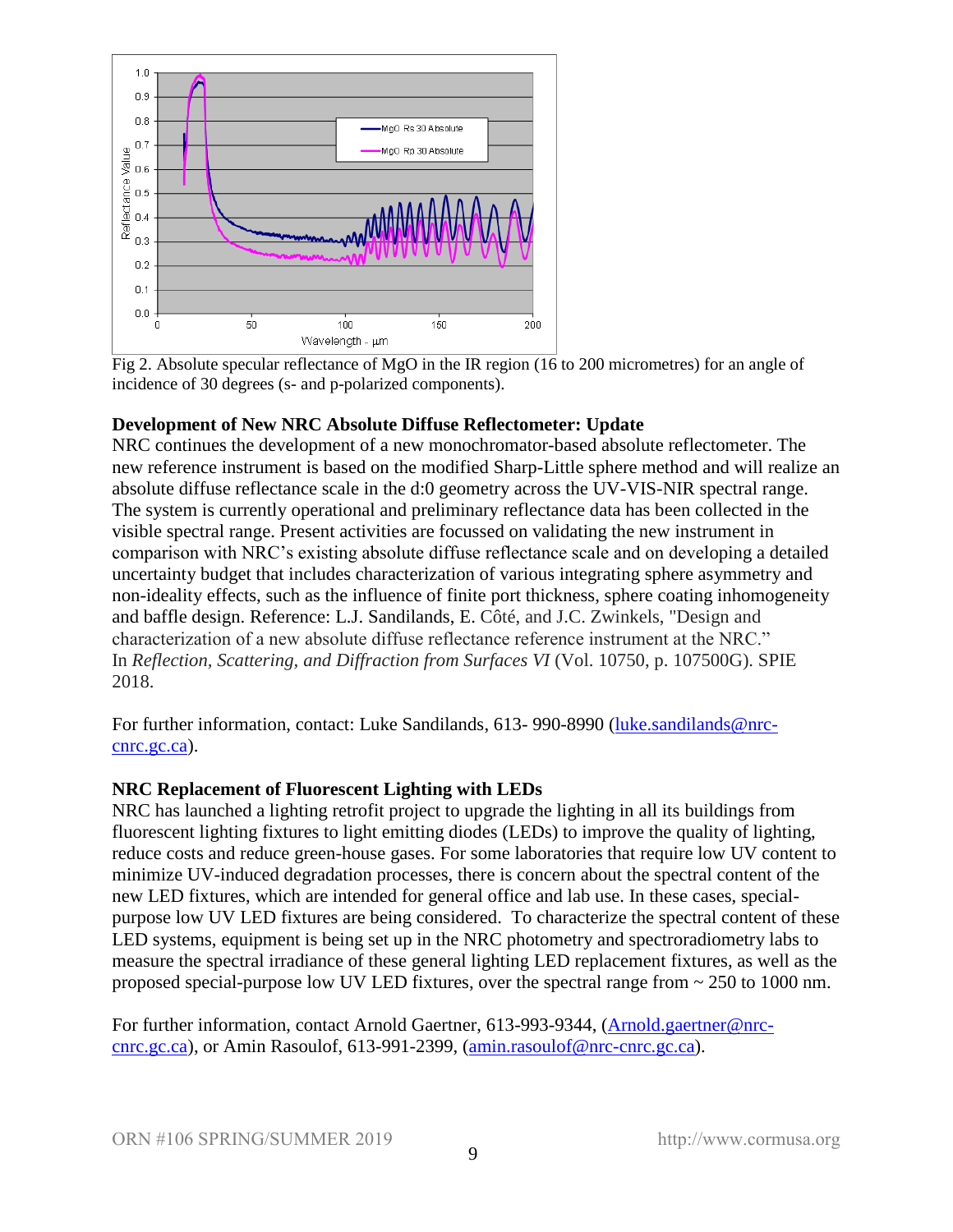Fig 2. Absolute specular reflectance of MgO in the IR region (16 to 200 micrometres) for an angle of incidence of 30 degrees (s- and p-polarized components).

**Development of New NRC Absolute Diffuse Reflectometer: Update**

NRC continues the development of a new monochromator-based absolute reflectometer. The new reference instrument is based on the modified Sharp-Little sphere method and will realize an absolute diffuse reflectance scale in the d:0 geometry across the UV-VIS-NIR spectral range. The system is currently operational and preliminary reflectance data has been collected in the visible spectral range. Present activities are focussed on validating the new instrument in comparison with NRC's existing absolute diffuse reflectance scale and on developing a detailed uncertainty budget that includes characterization of various integrating sphere asymmetry and non-ideality effects, such as the influence of finite port thickness, sphere coating inhomogeneity and baffle design. Reference: L.J. Sandilands, E. Côté, and J.C. Zwinkels, "Design and characterization of a new absolute diffuse reflectance reference instrument at the NRC." In *Reflection, Scattering, and Diffraction from Surfaces VI* (Vol. 10750, p. 107500G). SPIE 2018.

For further information, contact: Luke Sandilands, 613- 990-8990 (luke.sandilands@nrc-cnrc.gc.ca).

**NRC Replacement of Fluorescent Lighting with LEDs**

NRC has launched a lighting retrofit project to upgrade the lighting in all its buildings from fluorescent lighting fixtures to light emitting diodes (LEDs) to improve the quality of lighting, reduce costs and reduce green-house gases. For some laboratories that require low UV content to minimize UV-induced degradation processes, there is concern about the spectral content of the new LED fixtures, which are intended for general office and lab use. In these cases, special-purpose low UV LED fixtures are being considered. To characterize the spectral content of these LED systems, equipment is being set up in the NRC photometry and spectroradiometry labs to measure the spectral irradiance of these general lighting LED replacement fixtures, as well as the proposed special-purpose low UV LED fixtures, over the spectral range from ~ 250 to 1000 nm.

For further information, contact Arnold Gaertner, 613-993-9344, (Arnold.gaertner@nrc-cnrc.gc.ca), or Amin Rasoulof, 613-991-2399, (amin.rasoulof@nrc-cnrc.gc.ca).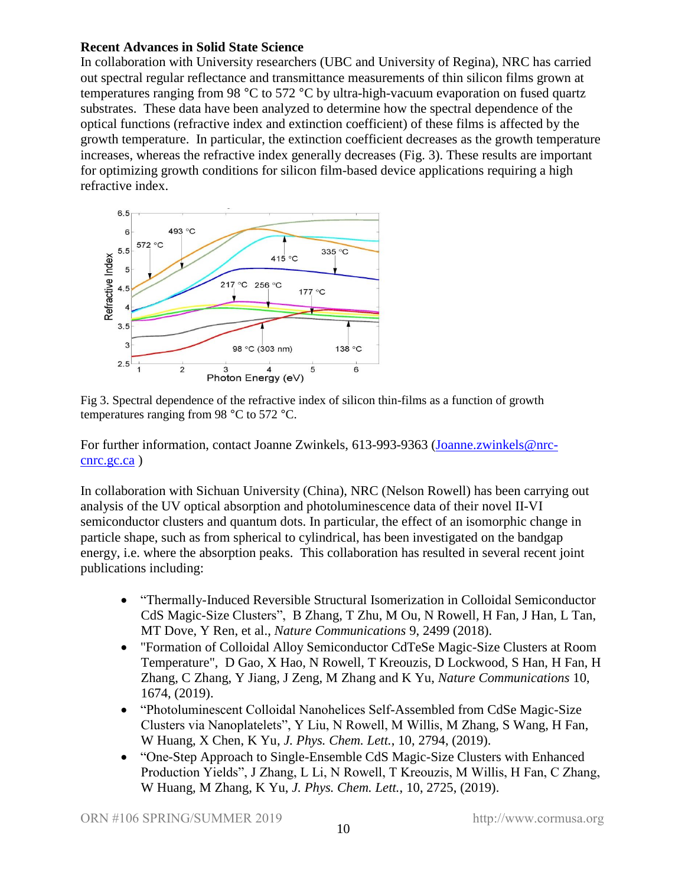**Recent Advances in Solid State Science**

In collaboration with University researchers (UBC and University of Regina), NRC has carried out spectral regular reflectance and transmittance measurements of thin silicon films grown at temperatures ranging from 98 °C to 572 °C by ultra-high-vacuum evaporation on fused quartz substrates. These data have been analyzed to determine how the spectral dependence of the optical functions (refractive index and extinction coefficient) of these films is affected by the growth temperature. In particular, the extinction coefficient decreases as the growth temperature increases, whereas the refractive index generally decreases (Fig. 3). These results are important for optimizing growth conditions for silicon film-based device applications requiring a high refractive index.

Fig 3. Spectral dependence of the refractive index of silicon thin-films as a function of growth temperatures ranging from 98 °C to 572 °C.

For further information, contact Joanne Zwinkels, 613-993-9363 (Joanne.zwinkels@nrc-cnrc.gc.ca )

In collaboration with Sichuan University (China), NRC (Nelson Rowell) has been carrying out analysis of the UV optical absorption and photoluminescence data of their novel II-VI semiconductor clusters and quantum dots. In particular, the effect of an isomorphic change in particle shape, such as from spherical to cylindrical, has been investigated on the bandgap energy, i.e. where the absorption peaks. This collaboration has resulted in several recent joint publications including:

- "Thermally-Induced Reversible Structural Isomerization in Colloidal Semiconductor CdS Magic-Size Clusters", B Zhang, T Zhu, M Ou, N Rowell, H Fan, J Han, L Tan, MT Dove, Y Ren, et al., *Nature Communications* 9, 2499 (2018).
- "Formation of Colloidal Alloy Semiconductor CdTeSe Magic-Size Clusters at Room Temperature", D Gao, X Hao, N Rowell, T Kreouzis, D Lockwood, S Han, H Fan, H Zhang, C Zhang, Y Jiang, J Zeng, M Zhang and K Yu, *Nature Communications* 10, 1674, (2019).
- "Photoluminescent Colloidal Nanohelices Self-Assembled from CdSe Magic-Size Clusters via Nanoplatelets", Y Liu, N Rowell, M Willis, M Zhang, S Wang, H Fan, W Huang, X Chen, K Yu, *J. Phys. Chem. Lett.*, 10, 2794, (2019).
- "One-Step Approach to Single-Ensemble CdS Magic-Size Clusters with Enhanced Production Yields", J Zhang, L Li, N Rowell, T Kreouzis, M Willis, H Fan, C Zhang, W Huang, M Zhang, K Yu, *J. Phys. Chem. Lett.*, 10, 2725, (2019).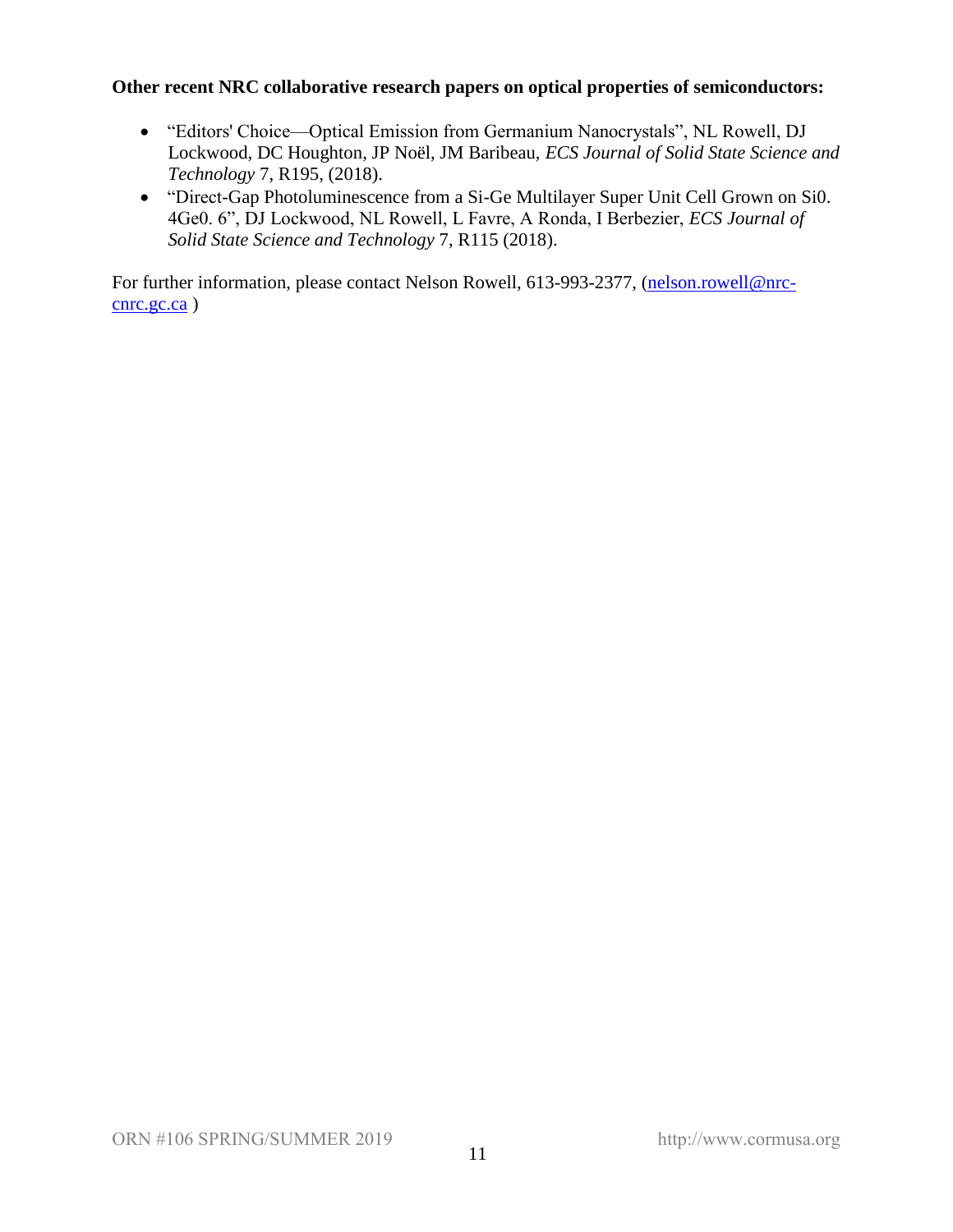**Other recent NRC collaborative research papers on optical properties of semiconductors:**

- “Editors' Choice—Optical Emission from Germanium Nanocrystals”, NL Rowell, DJ Lockwood, DC Houghton, JP Noël, JM Baribeau, *ECS Journal of Solid State Science and Technology* 7, R195, (2018).
- “Direct-Gap Photoluminescence from a Si-Ge Multilayer Super Unit Cell Grown on Si0. 4Ge0. 6”, DJ Lockwood, NL Rowell, L Favre, A Ronda, I Berbezier, *ECS Journal of Solid State Science and Technology* 7, R115 (2018).

For further information, please contact Nelson Rowell, 613-993-2377, (nelson.rowell@nrc-cnrc.gc.ca )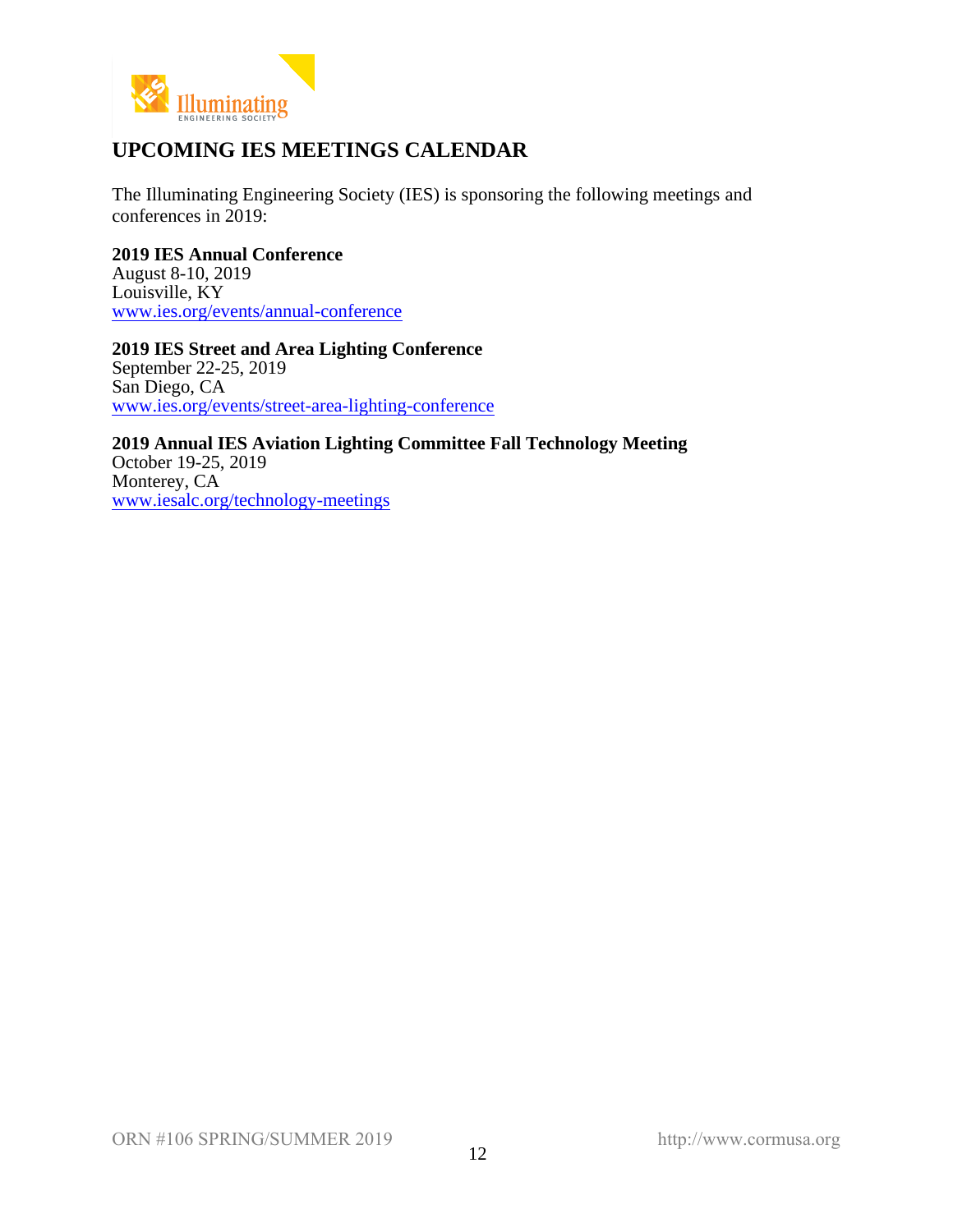## UPCOMING IES MEETINGS CALENDAR

The Illuminating Engineering Society (IES) is sponsoring the following meetings and conferences in 2019:

**2019 IES Annual Conference**
August 8-10, 2019
Louisville, KY
www.ies.org/events/annual-conference

**2019 IES Street and Area Lighting Conference**
September 22-25, 2019
San Diego, CA
www.ies.org/events/street-area-lighting-conference

**2019 Annual IES Aviation Lighting Committee Fall Technology Meeting**
October 19-25, 2019
Monterey, CA
www.iesalc.org/technology-meetings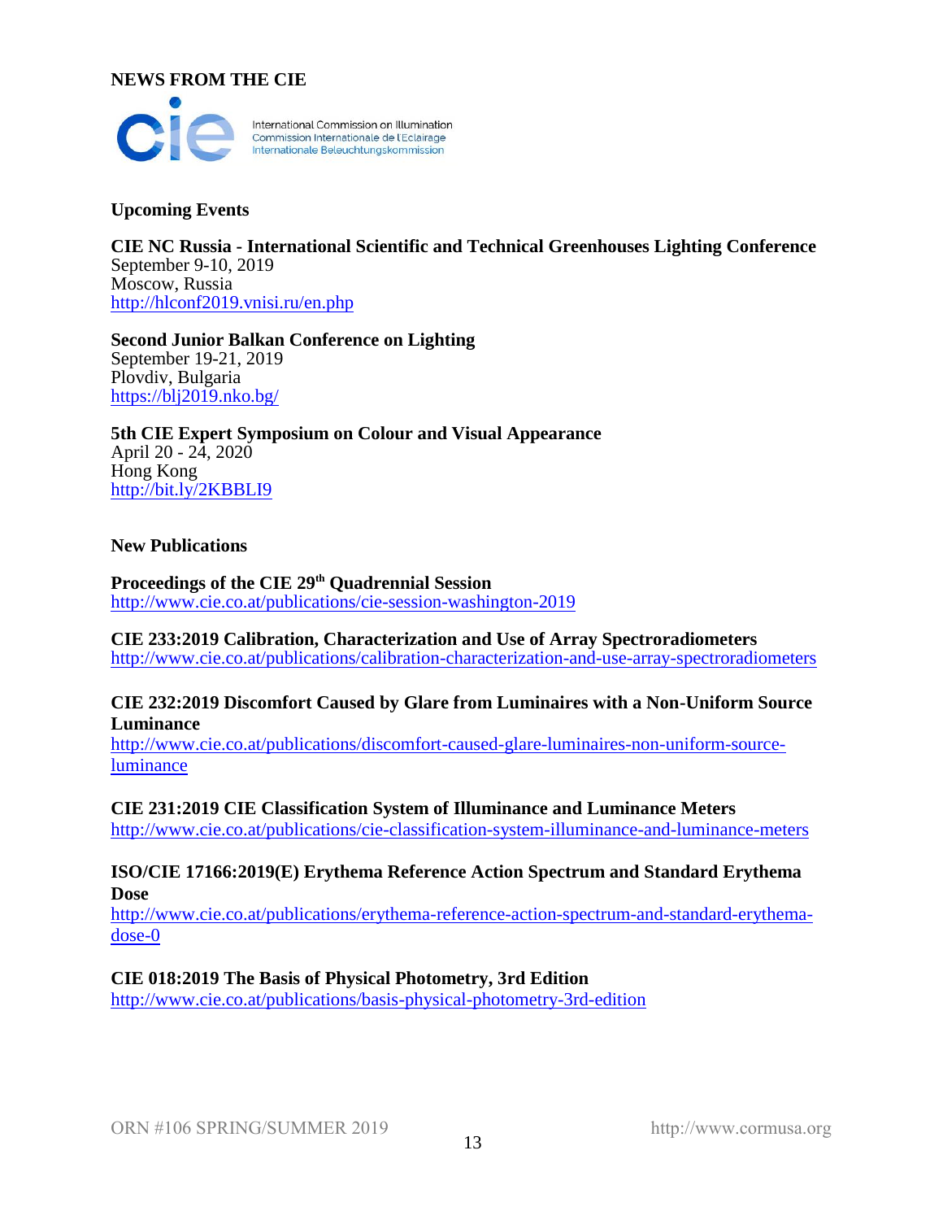## NEWS FROM THE CIE

International Commission on Illumination
Commission Internationale de l'Eclairage
Internationale Beleuchtungskommission

### Upcoming Events

**CIE NC Russia - International Scientific and Technical Greenhouses Lighting Conference**
September 9-10, 2019
Moscow, Russia
http://hlconf2019.vnisi.ru/en.php

**Second Junior Balkan Conference on Lighting**
September 19-21, 2019
Plovdiv, Bulgaria
https://blj2019.nko.bg/

**5th CIE Expert Symposium on Colour and Visual Appearance**
April 20 - 24, 2020
Hong Kong
http://bit.ly/2KBBLI9

### New Publications

**Proceedings of the CIE 29th Quadrennial Session**
http://www.cie.co.at/publications/cie-session-washington-2019

**CIE 233:2019 Calibration, Characterization and Use of Array Spectroradiometers**
http://www.cie.co.at/publications/calibration-characterization-and-use-array-spectroradiometers

**CIE 232:2019 Discomfort Caused by Glare from Luminaires with a Non-Uniform Source Luminance**
http://www.cie.co.at/publications/discomfort-caused-glare-luminaires-non-uniform-source-luminance

**CIE 231:2019 CIE Classification System of Illuminance and Luminance Meters**
http://www.cie.co.at/publications/cie-classification-system-illuminance-and-luminance-meters

**ISO/CIE 17166:2019(E) Erythema Reference Action Spectrum and Standard Erythema Dose**
http://www.cie.co.at/publications/erythema-reference-action-spectrum-and-standard-erythema-dose-0

**CIE 018:2019 The Basis of Physical Photometry, 3rd Edition**
http://www.cie.co.at/publications/basis-physical-photometry-3rd-edition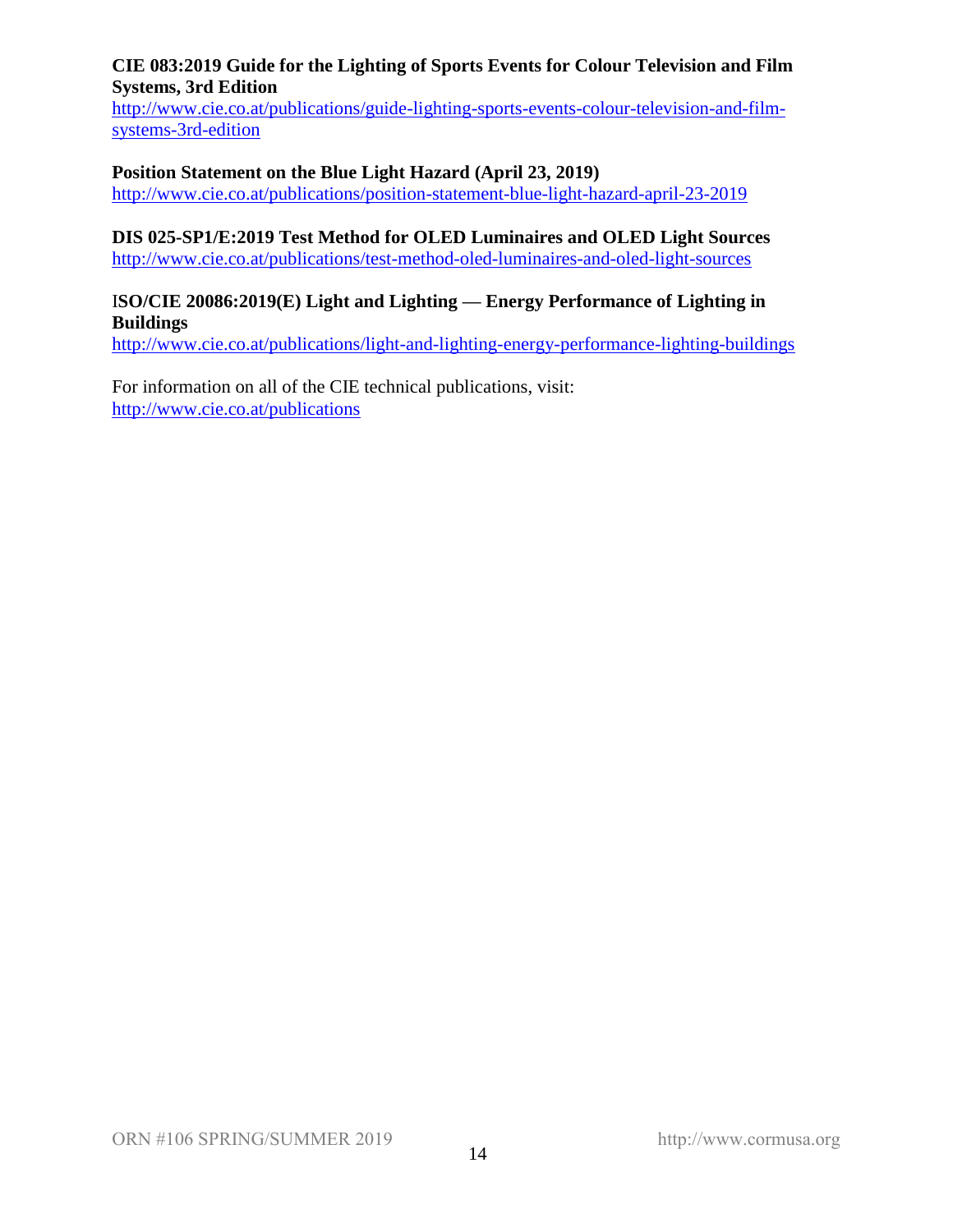**CIE 083:2019 Guide for the Lighting of Sports Events for Colour Television and Film Systems, 3rd Edition**
http://www.cie.co.at/publications/guide-lighting-sports-events-colour-television-and-film-systems-3rd-edition

**Position Statement on the Blue Light Hazard (April 23, 2019)**
http://www.cie.co.at/publications/position-statement-blue-light-hazard-april-23-2019

**DIS 025-SP1/E:2019 Test Method for OLED Luminaires and OLED Light Sources**
http://www.cie.co.at/publications/test-method-oled-luminaires-and-oled-light-sources

**ISO/CIE 20086:2019(E) Light and Lighting — Energy Performance of Lighting in Buildings**
http://www.cie.co.at/publications/light-and-lighting-energy-performance-lighting-buildings

For information on all of the CIE technical publications, visit:
http://www.cie.co.at/publications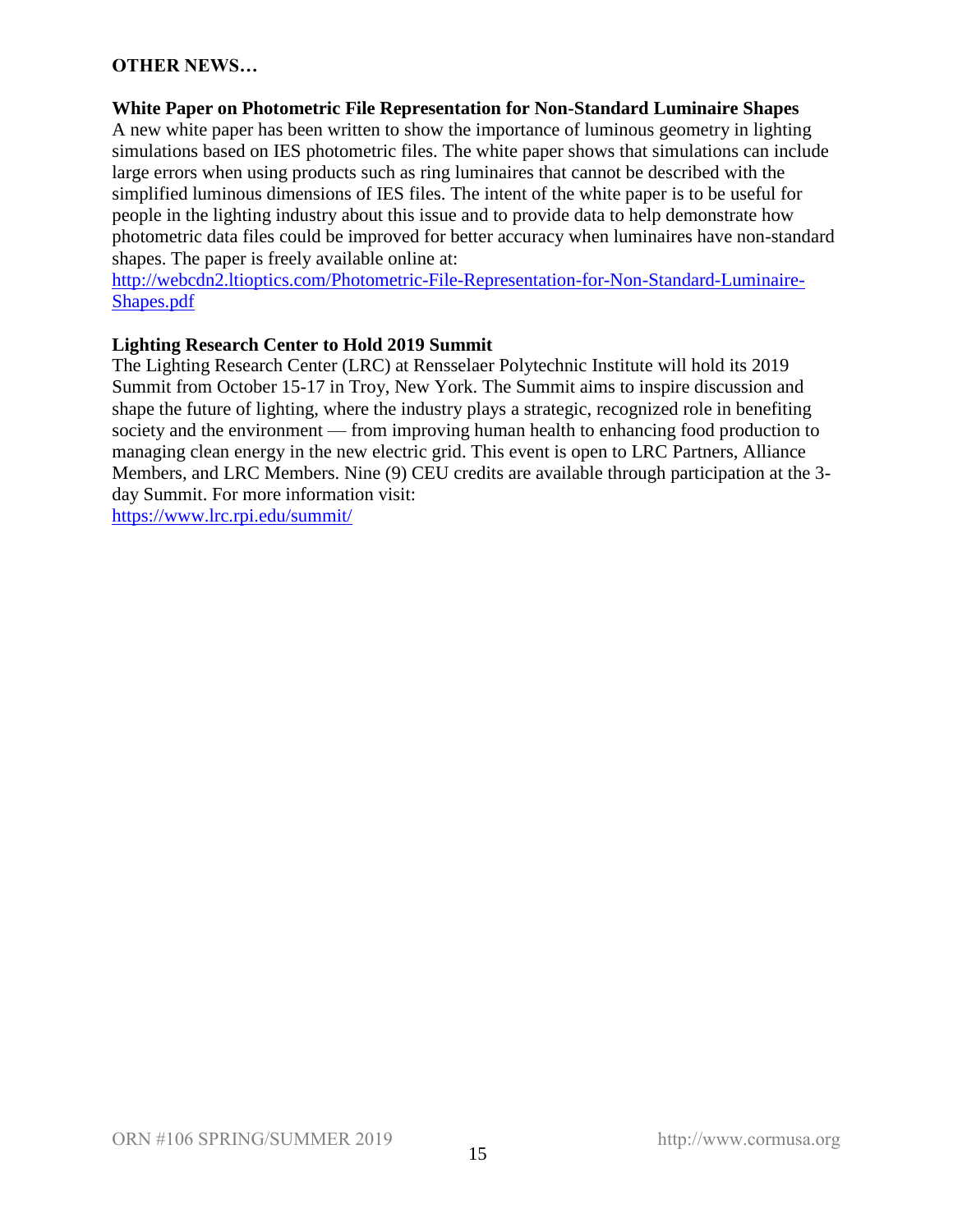## OTHER NEWS…

### White Paper on Photometric File Representation for Non-Standard Luminaire Shapes

A new white paper has been written to show the importance of luminous geometry in lighting simulations based on IES photometric files. The white paper shows that simulations can include large errors when using products such as ring luminaires that cannot be described with the simplified luminous dimensions of IES files. The intent of the white paper is to be useful for people in the lighting industry about this issue and to provide data to help demonstrate how photometric data files could be improved for better accuracy when luminaires have non-standard shapes. The paper is freely available online at:
http://webcdn2.ltioptics.com/Photometric-File-Representation-for-Non-Standard-Luminaire-Shapes.pdf

### Lighting Research Center to Hold 2019 Summit

The Lighting Research Center (LRC) at Rensselaer Polytechnic Institute will hold its 2019 Summit from October 15-17 in Troy, New York. The Summit aims to inspire discussion and shape the future of lighting, where the industry plays a strategic, recognized role in benefiting society and the environment — from improving human health to enhancing food production to managing clean energy in the new electric grid. This event is open to LRC Partners, Alliance Members, and LRC Members. Nine (9) CEU credits are available through participation at the 3-day Summit. For more information visit:
https://www.lrc.rpi.edu/summit/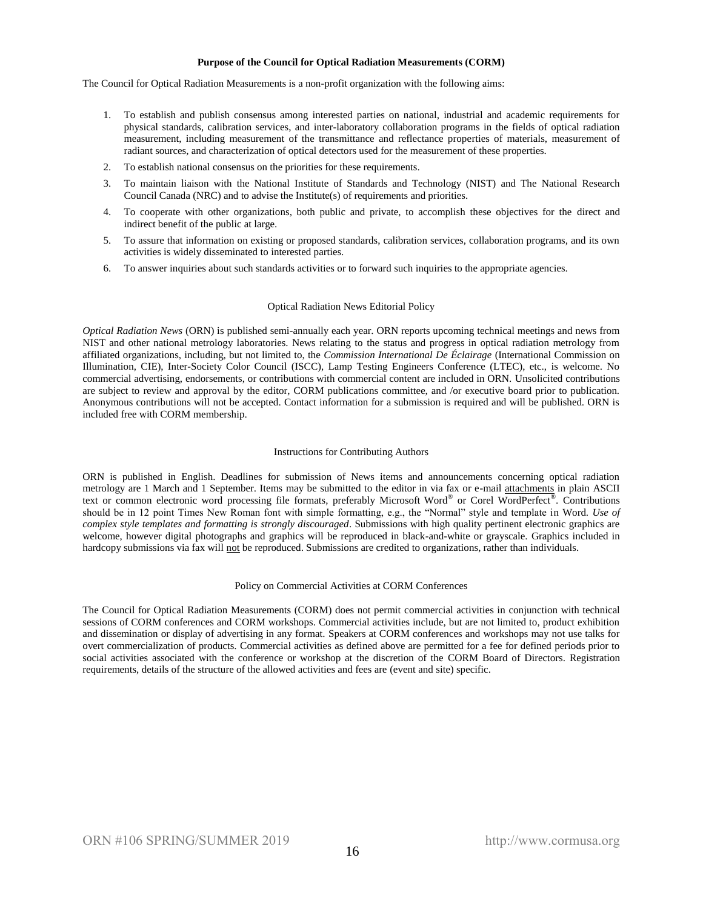**Purpose of the Council for Optical Radiation Measurements (CORM)**

The Council for Optical Radiation Measurements is a non-profit organization with the following aims:

1. To establish and publish consensus among interested parties on national, industrial and academic requirements for physical standards, calibration services, and inter-laboratory collaboration programs in the fields of optical radiation measurement, including measurement of the transmittance and reflectance properties of materials, measurement of radiant sources, and characterization of optical detectors used for the measurement of these properties.
2. To establish national consensus on the priorities for these requirements.
3. To maintain liaison with the National Institute of Standards and Technology (NIST) and The National Research Council Canada (NRC) and to advise the Institute(s) of requirements and priorities.
4. To cooperate with other organizations, both public and private, to accomplish these objectives for the direct and indirect benefit of the public at large.
5. To assure that information on existing or proposed standards, calibration services, collaboration programs, and its own activities is widely disseminated to interested parties.
6. To answer inquiries about such standards activities or to forward such inquiries to the appropriate agencies.

Optical Radiation News Editorial Policy

*Optical Radiation News* (ORN) is published semi-annually each year. ORN reports upcoming technical meetings and news from NIST and other national metrology laboratories. News relating to the status and progress in optical radiation metrology from affiliated organizations, including, but not limited to, the *Commission International De Éclairage* (International Commission on Illumination, CIE), Inter-Society Color Council (ISCC), Lamp Testing Engineers Conference (LTEC), etc., is welcome. No commercial advertising, endorsements, or contributions with commercial content are included in ORN. Unsolicited contributions are subject to review and approval by the editor, CORM publications committee, and /or executive board prior to publication. Anonymous contributions will not be accepted. Contact information for a submission is required and will be published. ORN is included free with CORM membership.

Instructions for Contributing Authors

ORN is published in English. Deadlines for submission of News items and announcements concerning optical radiation metrology are 1 March and 1 September. Items may be submitted to the editor in via fax or e-mail attachments in plain ASCII text or common electronic word processing file formats, preferably Microsoft Word® or Corel WordPerfect®. Contributions should be in 12 point Times New Roman font with simple formatting, e.g., the "Normal" style and template in Word. *Use of complex style templates and formatting is strongly discouraged*. Submissions with high quality pertinent electronic graphics are welcome, however digital photographs and graphics will be reproduced in black-and-white or grayscale. Graphics included in hardcopy submissions via fax will not be reproduced. Submissions are credited to organizations, rather than individuals.

Policy on Commercial Activities at CORM Conferences

The Council for Optical Radiation Measurements (CORM) does not permit commercial activities in conjunction with technical sessions of CORM conferences and CORM workshops. Commercial activities include, but are not limited to, product exhibition and dissemination or display of advertising in any format. Speakers at CORM conferences and workshops may not use talks for overt commercialization of products. Commercial activities as defined above are permitted for a fee for defined periods prior to social activities associated with the conference or workshop at the discretion of the CORM Board of Directors. Registration requirements, details of the structure of the allowed activities and fees are (event and site) specific.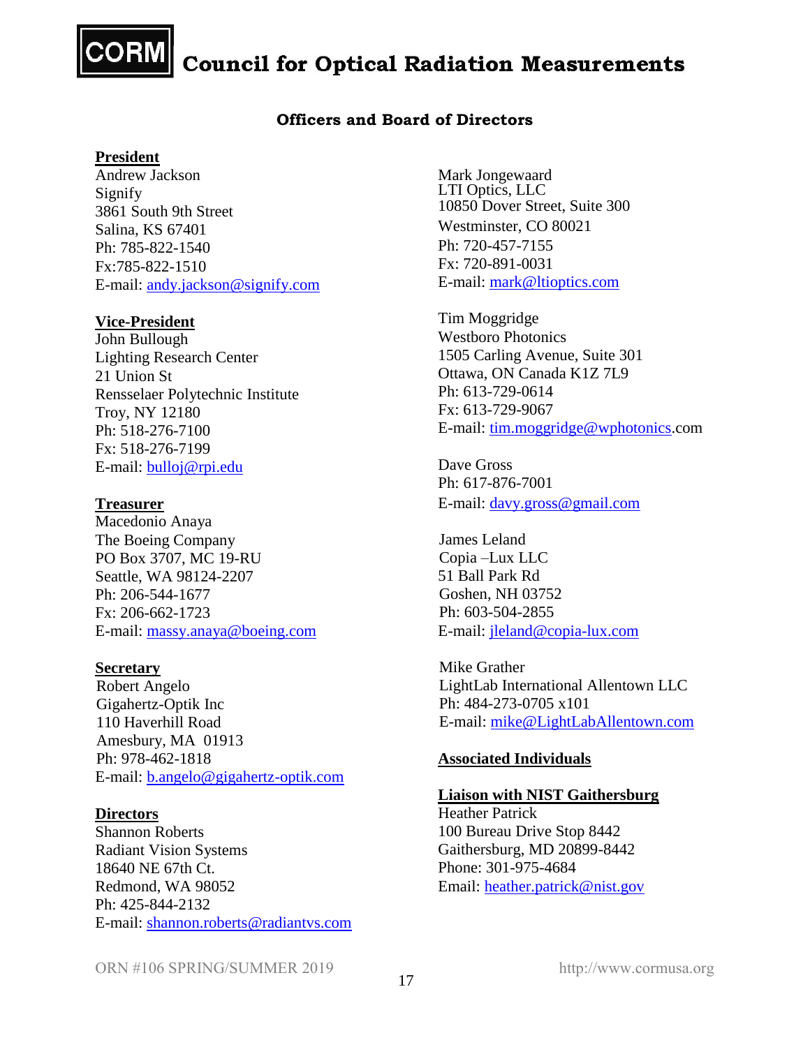# Council for Optical Radiation Measurements

## Officers and Board of Directors

**President**

Andrew Jackson
Signify
3861 South 9th Street
Salina, KS 67401
Ph: 785-822-1540
Fx:785-822-1510
E-mail: andy.jackson@signify.com

**Vice-President**

John Bullough
Lighting Research Center
21 Union St
Rensselaer Polytechnic Institute
Troy, NY 12180
Ph: 518-276-7100
Fx: 518-276-7199
E-mail: bulloj@rpi.edu

**Treasurer**

Macedonio Anaya
The Boeing Company
PO Box 3707, MC 19-RU
Seattle, WA 98124-2207
Ph: 206-544-1677
Fx: 206-662-1723
E-mail: massy.anaya@boeing.com

**Secretary**

Robert Angelo
Gigahertz-Optik Inc
110 Haverhill Road
Amesbury, MA 01913
Ph: 978-462-1818
E-mail: b.angelo@gigahertz-optik.com

**Directors**

Shannon Roberts
Radiant Vision Systems
18640 NE 67th Ct.
Redmond, WA 98052
Ph: 425-844-2132
E-mail: shannon.roberts@radiantvs.com

Mark Jongewaard
LTI Optics, LLC
10850 Dover Street, Suite 300
Westminster, CO 80021
Ph: 720-457-7155
Fx: 720-891-0031
E-mail: mark@ltioptics.com

Tim Moggridge
Westboro Photonics
1505 Carling Avenue, Suite 301
Ottawa, ON Canada K1Z 7L9
Ph: 613-729-0614
Fx: 613-729-9067
E-mail: tim.moggridge@wphotonics.com

Dave Gross
Ph: 617-876-7001
E-mail: davy.gross@gmail.com

James Leland
Copia –Lux LLC
51 Ball Park Rd
Goshen, NH 03752
Ph: 603-504-2855
E-mail: jleland@copia-lux.com

Mike Grather
LightLab International Allentown LLC
Ph: 484-273-0705 x101
E-mail: mike@LightLabAllentown.com

**Associated Individuals**

**Liaison with NIST Gaithersburg**

Heather Patrick
100 Bureau Drive Stop 8442
Gaithersburg, MD 20899-8442
Phone: 301-975-4684
Email: heather.patrick@nist.gov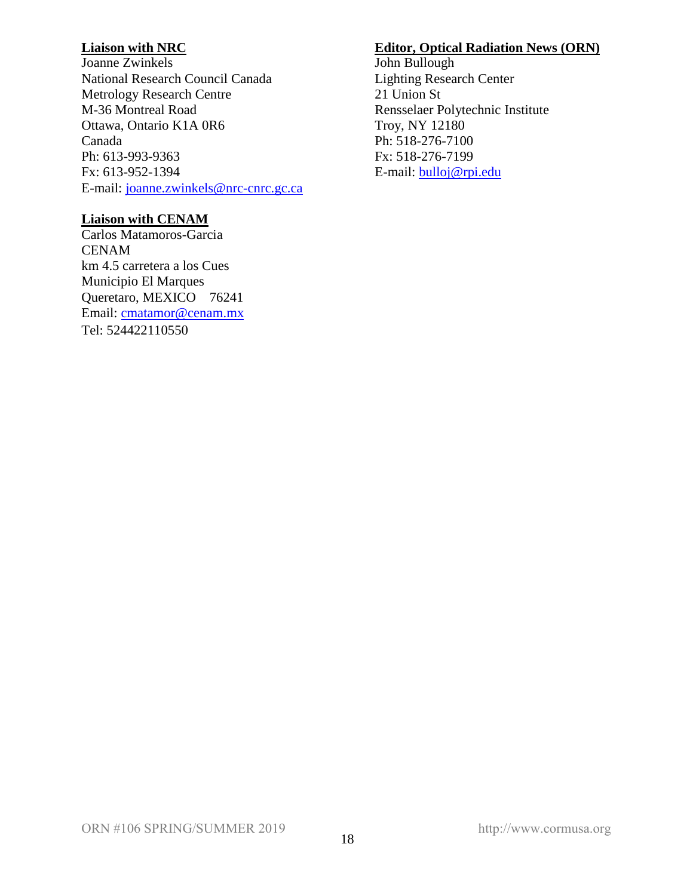**Liaison with NRC**
Joanne Zwinkels
National Research Council Canada
Metrology Research Centre
M-36 Montreal Road
Ottawa, Ontario K1A 0R6
Canada
Ph: 613-993-9363
Fx: 613-952-1394
E-mail: joanne.zwinkels@nrc-cnrc.gc.ca

**Liaison with CENAM**
Carlos Matamoros-Garcia
CENAM
km 4.5 carretera a los Cues
Municipio El Marques
Queretaro, MEXICO 76241
Email: cmatamor@cenam.mx
Tel: 524422110550

**Editor, Optical Radiation News (ORN)**
John Bullough
Lighting Research Center
21 Union St
Rensselaer Polytechnic Institute
Troy, NY 12180
Ph: 518-276-7100
Fx: 518-276-7199
E-mail: bulloj@rpi.edu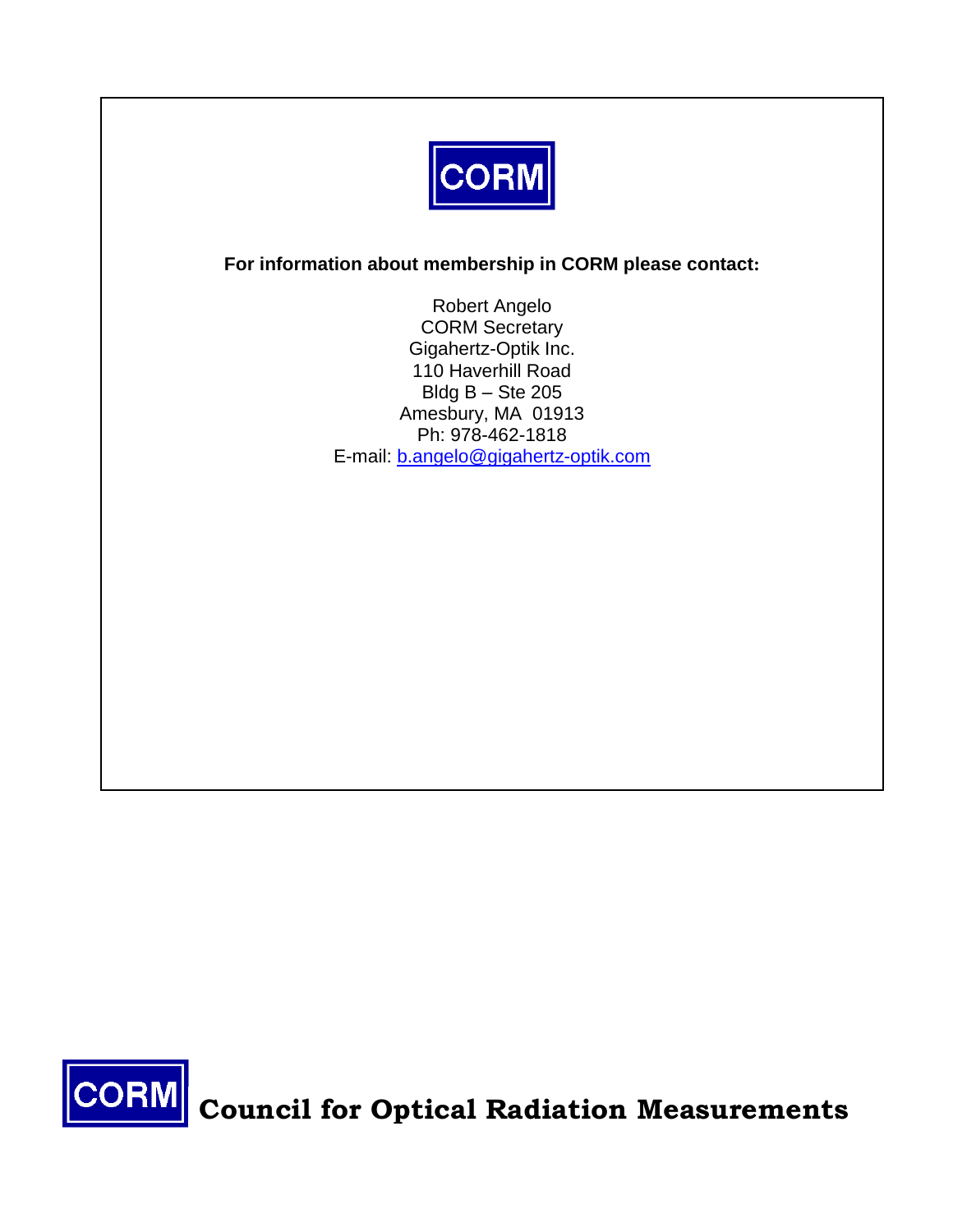CORM

**For information about membership in CORM please contact:**

Robert Angelo
CORM Secretary
Gigahertz-Optik Inc.
110 Haverhill Road
Bldg B – Ste 205
Amesbury, MA 01913
Ph: 978-462-1818
E-mail: b.angelo@gigahertz-optik.com

CORM **Council for Optical Radiation Measurements**